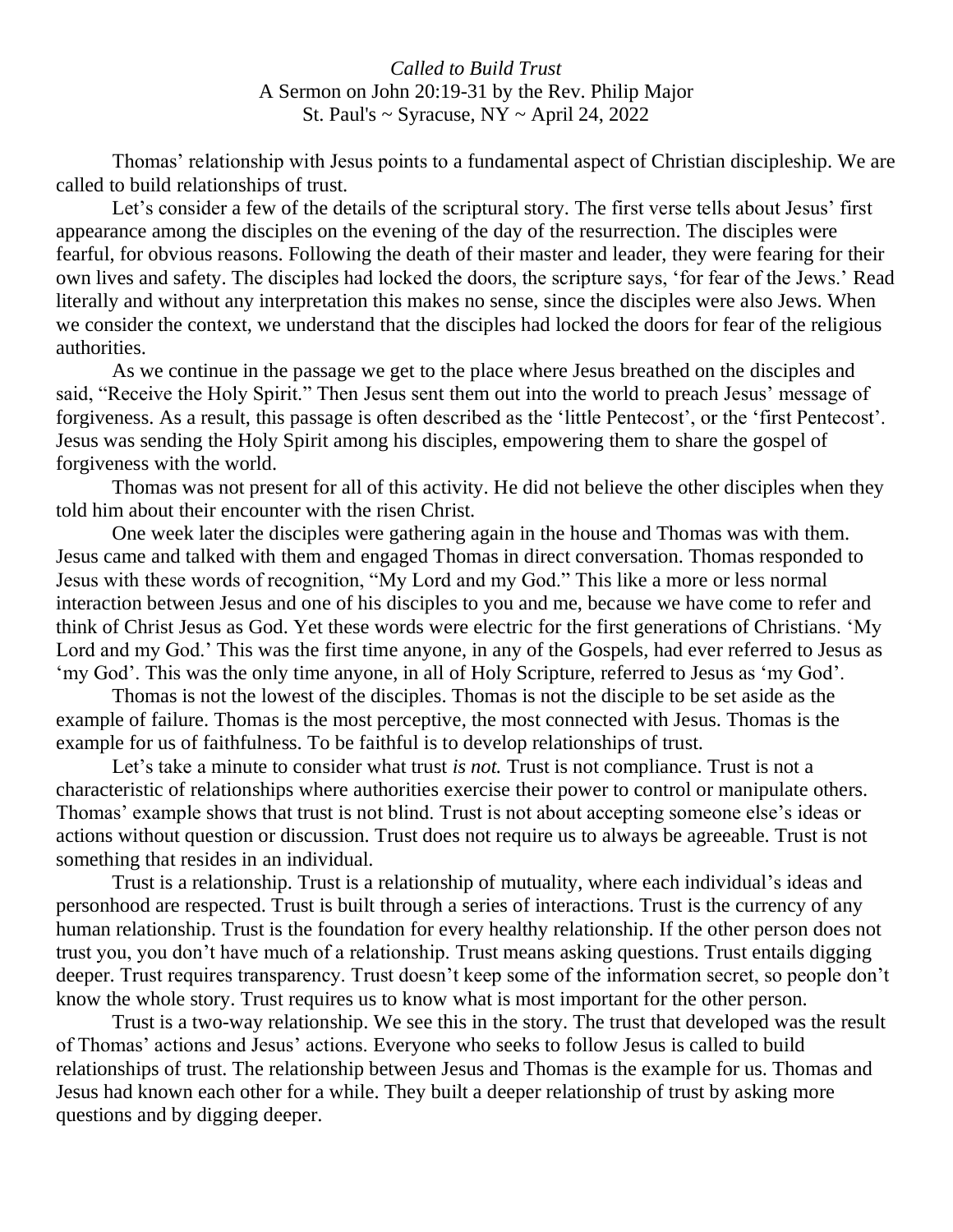*Called to Build Trust*

A Sermon on John 20:19-31 by the Rev. Philip Major

St. Paul's ~ Syracuse, NY ~ April 24, 2022

Thomas' relationship with Jesus points to a fundamental aspect of Christian discipleship. We are called to build relationships of trust.

Let's consider a few of the details of the scriptural story. The first verse tells about Jesus' first appearance among the disciples on the evening of the day of the resurrection. The disciples were fearful, for obvious reasons. Following the death of their master and leader, they were fearing for their own lives and safety. The disciples had locked the doors, the scripture says, 'for fear of the Jews.' Read literally and without any interpretation this makes no sense, since the disciples were also Jews. When we consider the context, we understand that the disciples had locked the doors for fear of the religious authorities.

As we continue in the passage we get to the place where Jesus breathed on the disciples and said, "Receive the Holy Spirit." Then Jesus sent them out into the world to preach Jesus' message of forgiveness. As a result, this passage is often described as the 'little Pentecost', or the 'first Pentecost'. Jesus was sending the Holy Spirit among his disciples, empowering them to share the gospel of forgiveness with the world.

Thomas was not present for all of this activity. He did not believe the other disciples when they told him about their encounter with the risen Christ.

One week later the disciples were gathering again in the house and Thomas was with them. Jesus came and talked with them and engaged Thomas in direct conversation. Thomas responded to Jesus with these words of recognition, "My Lord and my God." This like a more or less normal interaction between Jesus and one of his disciples to you and me, because we have come to refer and think of Christ Jesus as God. Yet these words were electric for the first generations of Christians. 'My Lord and my God.' This was the first time anyone, in any of the Gospels, had ever referred to Jesus as 'my God'. This was the only time anyone, in all of Holy Scripture, referred to Jesus as 'my God'.

Thomas is not the lowest of the disciples. Thomas is not the disciple to be set aside as the example of failure. Thomas is the most perceptive, the most connected with Jesus. Thomas is the example for us of faithfulness. To be faithful is to develop relationships of trust.

Let's take a minute to consider what trust *is not.* Trust is not compliance. Trust is not a characteristic of relationships where authorities exercise their power to control or manipulate others. Thomas' example shows that trust is not blind. Trust is not about accepting someone else's ideas or actions without question or discussion. Trust does not require us to always be agreeable. Trust is not something that resides in an individual.

Trust is a relationship. Trust is a relationship of mutuality, where each individual's ideas and personhood are respected. Trust is built through a series of interactions. Trust is the currency of any human relationship. Trust is the foundation for every healthy relationship. If the other person does not trust you, you don't have much of a relationship. Trust means asking questions. Trust entails digging deeper. Trust requires transparency. Trust doesn't keep some of the information secret, so people don't know the whole story. Trust requires us to know what is most important for the other person.

Trust is a two-way relationship. We see this in the story. The trust that developed was the result of Thomas' actions and Jesus' actions. Everyone who seeks to follow Jesus is called to build relationships of trust. The relationship between Jesus and Thomas is the example for us. Thomas and Jesus had known each other for a while. They built a deeper relationship of trust by asking more questions and by digging deeper.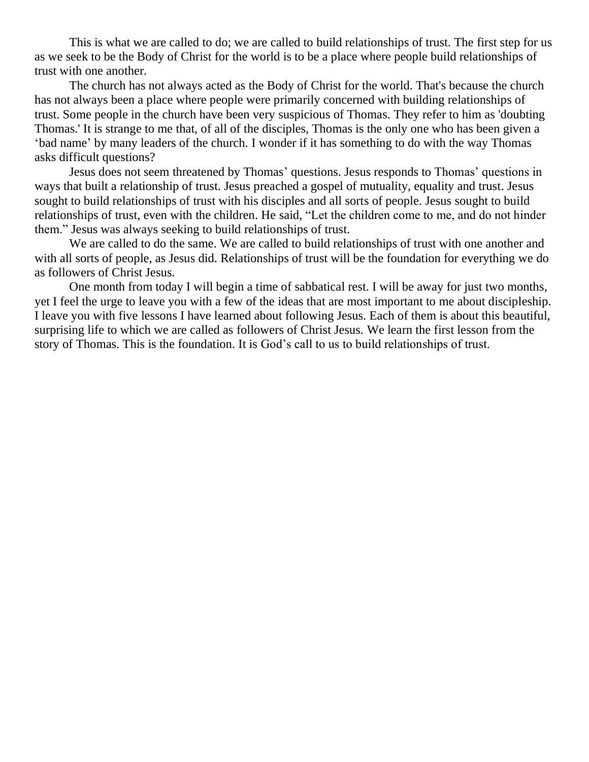This is what we are called to do; we are called to build relationships of trust. The first step for us as we seek to be the Body of Christ for the world is to be a place where people build relationships of trust with one another.

The church has not always acted as the Body of Christ for the world. That's because the church has not always been a place where people were primarily concerned with building relationships of trust. Some people in the church have been very suspicious of Thomas. They refer to him as 'doubting Thomas.' It is strange to me that, of all of the disciples, Thomas is the only one who has been given a 'bad name' by many leaders of the church. I wonder if it has something to do with the way Thomas asks difficult questions?

Jesus does not seem threatened by Thomas' questions. Jesus responds to Thomas' questions in ways that built a relationship of trust. Jesus preached a gospel of mutuality, equality and trust. Jesus sought to build relationships of trust with his disciples and all sorts of people. Jesus sought to build relationships of trust, even with the children. He said, "Let the children come to me, and do not hinder them." Jesus was always seeking to build relationships of trust.

We are called to do the same. We are called to build relationships of trust with one another and with all sorts of people, as Jesus did. Relationships of trust will be the foundation for everything we do as followers of Christ Jesus.

One month from today I will begin a time of sabbatical rest. I will be away for just two months, yet I feel the urge to leave you with a few of the ideas that are most important to me about discipleship. I leave you with five lessons I have learned about following Jesus. Each of them is about this beautiful, surprising life to which we are called as followers of Christ Jesus. We learn the first lesson from the story of Thomas. This is the foundation. It is God's call to us to build relationships of trust.